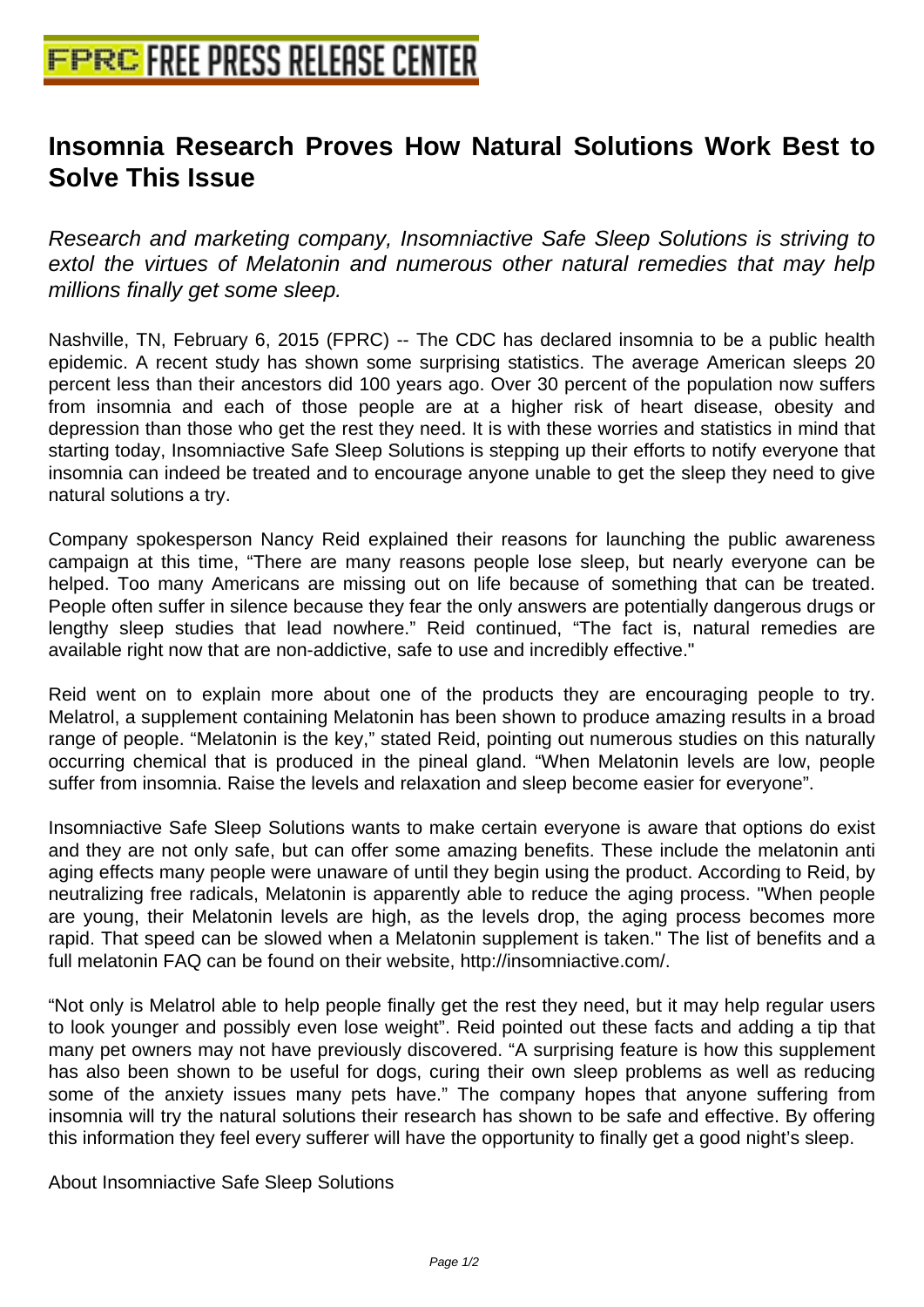# Insomnia Research Proves How Natural Solutions Work Best to Solve This Issue

*Research and marketing company, Insomniactive Safe Sleep Solutions is striving to extol the virtues of Melatonin and numerous other natural remedies that may help millions finally get some sleep.*

Nashville, TN, February 6, 2015 (FPRC) -- The CDC has declared insomnia to be a public health epidemic. A recent study has shown some surprising statistics. The average American sleeps 20 percent less than their ancestors did 100 years ago. Over 30 percent of the population now suffers from insomnia and each of those people are at a higher risk of heart disease, obesity and depression than those who get the rest they need. It is with these worries and statistics in mind that starting today, Insomniactive Safe Sleep Solutions is stepping up their efforts to notify everyone that insomnia can indeed be treated and to encourage anyone unable to get the sleep they need to give natural solutions a try.

Company spokesperson Nancy Reid explained their reasons for launching the public awareness campaign at this time, "There are many reasons people lose sleep, but nearly everyone can be helped. Too many Americans are missing out on life because of something that can be treated. People often suffer in silence because they fear the only answers are potentially dangerous drugs or lengthy sleep studies that lead nowhere." Reid continued, "The fact is, natural remedies are available right now that are non-addictive, safe to use and incredibly effective."

Reid went on to explain more about one of the products they are encouraging people to try. Melatrol, a supplement containing Melatonin has been shown to produce amazing results in a broad range of people. "Melatonin is the key," stated Reid, pointing out numerous studies on this naturally occurring chemical that is produced in the pineal gland. "When Melatonin levels are low, people suffer from insomnia. Raise the levels and relaxation and sleep become easier for everyone".

Insomniactive Safe Sleep Solutions wants to make certain everyone is aware that options do exist and they are not only safe, but can offer some amazing benefits. These include the melatonin anti aging effects many people were unaware of until they begin using the product. According to Reid, by neutralizing free radicals, Melatonin is apparently able to reduce the aging process. "When people are young, their Melatonin levels are high, as the levels drop, the aging process becomes more rapid. That speed can be slowed when a Melatonin supplement is taken." The list of benefits and a full melatonin FAQ can be found on their website, http://insomniactive.com/.

"Not only is Melatrol able to help people finally get the rest they need, but it may help regular users to look younger and possibly even lose weight". Reid pointed out these facts and adding a tip that many pet owners may not have previously discovered. "A surprising feature is how this supplement has also been shown to be useful for dogs, curing their own sleep problems as well as reducing some of the anxiety issues many pets have." The company hopes that anyone suffering from insomnia will try the natural solutions their research has shown to be safe and effective. By offering this information they feel every sufferer will have the opportunity to finally get a good night's sleep.

About Insomniactive Safe Sleep Solutions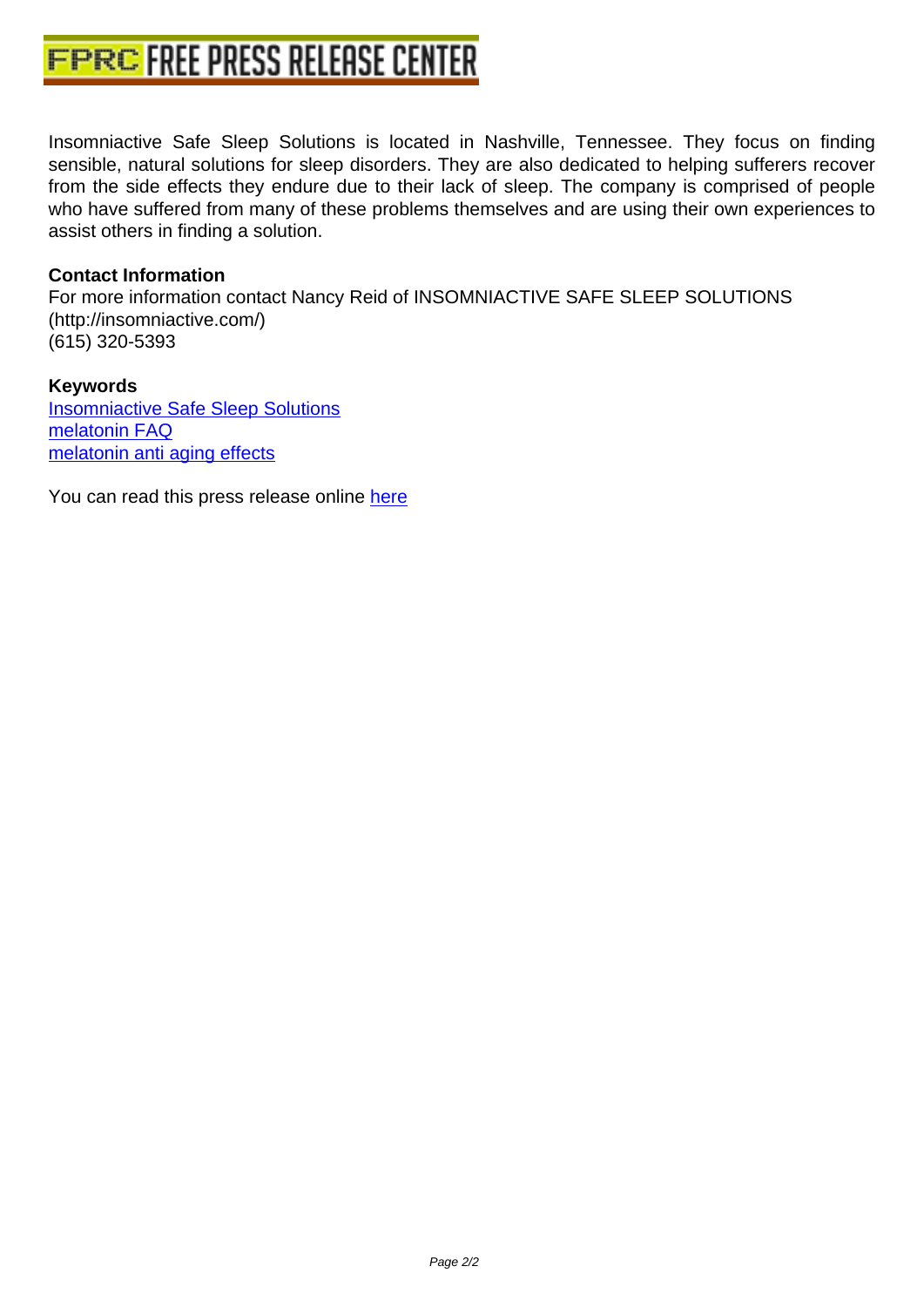Insomniactive Safe Sleep Solutions is located in Nashville, Tennessee. They focus on finding sensible, natural solutions for sleep disorders. They are also dedicated to helping sufferers recover from the side effects they endure due to their lack of sleep. The company is comprised of people who have suffered from many of these problems themselves and are using their own experiences to assist others in finding a solution.

**Contact Information**
For more information contact Nancy Reid of INSOMNIACTIVE SAFE SLEEP SOLUTIONS (http://insomniactive.com/)
(615) 320-5393

**Keywords**
Insomniactive Safe Sleep Solutions
melatonin FAQ
melatonin anti aging effects

You can read this press release online here